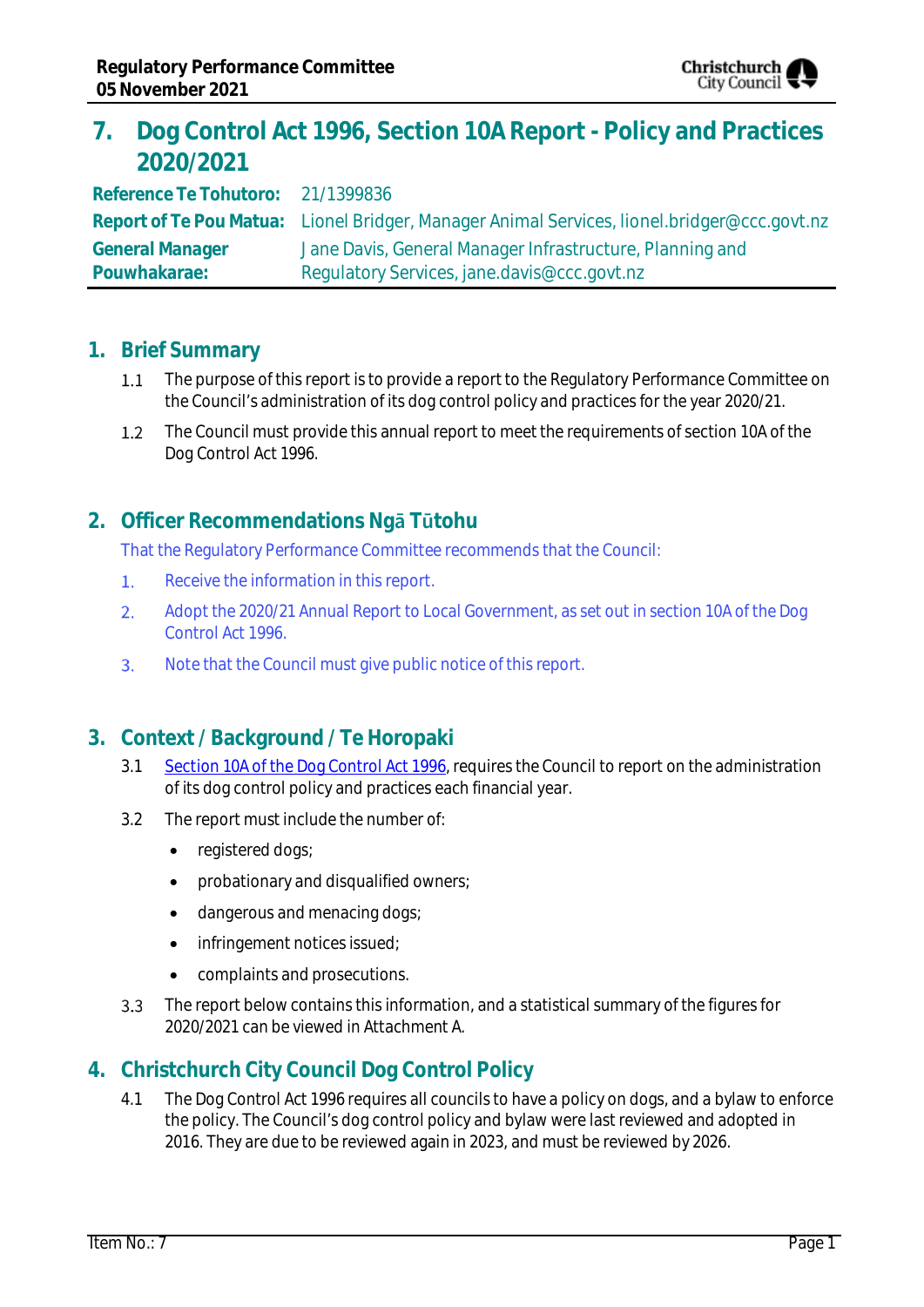# 7. Dog Control Act 1996, Section 10A Report - Policy and Practices 2020/2021

| | |
|---|---|
| **Reference Te Tohutoro:** | 21/1399836 |
| **Report of Te Pou Matua:** | Lionel Bridger, Manager Animal Services, lionel.bridger@ccc.govt.nz |
| **General Manager Pouwhakarae:** | Jane Davis, General Manager Infrastructure, Planning and Regulatory Services, jane.davis@ccc.govt.nz |

## 1. Brief Summary

1.1 The purpose of this report is to provide a report to the Regulatory Performance Committee on the Council's administration of its dog control policy and practices for the year 2020/21.

1.2 The Council must provide this annual report to meet the requirements of section 10A of the Dog Control Act 1996.

## 2. Officer Recommendations Ngā Tūtohu

That the Regulatory Performance Committee recommends that the Council:

1. Receive the information in this report.
2. Adopt the 2020/21 Annual Report to Local Government, as set out in section 10A of the Dog Control Act 1996.
3. Note that the Council must give public notice of this report.

## 3. Context / Background / Te Horopaki

3.1 Section 10A of the Dog Control Act 1996, requires the Council to report on the administration of its dog control policy and practices each financial year.

3.2 The report must include the number of:

- registered dogs;
- probationary and disqualified owners;
- dangerous and menacing dogs;
- infringement notices issued;
- complaints and prosecutions.

3.3 The report below contains this information, and a statistical summary of the figures for 2020/2021 can be viewed in Attachment A.

## 4. Christchurch City Council Dog Control Policy

4.1 The Dog Control Act 1996 requires all councils to have a policy on dogs, and a bylaw to enforce the policy. The Council's dog control policy and bylaw were last reviewed and adopted in 2016. They are due to be reviewed again in 2023, and must be reviewed by 2026.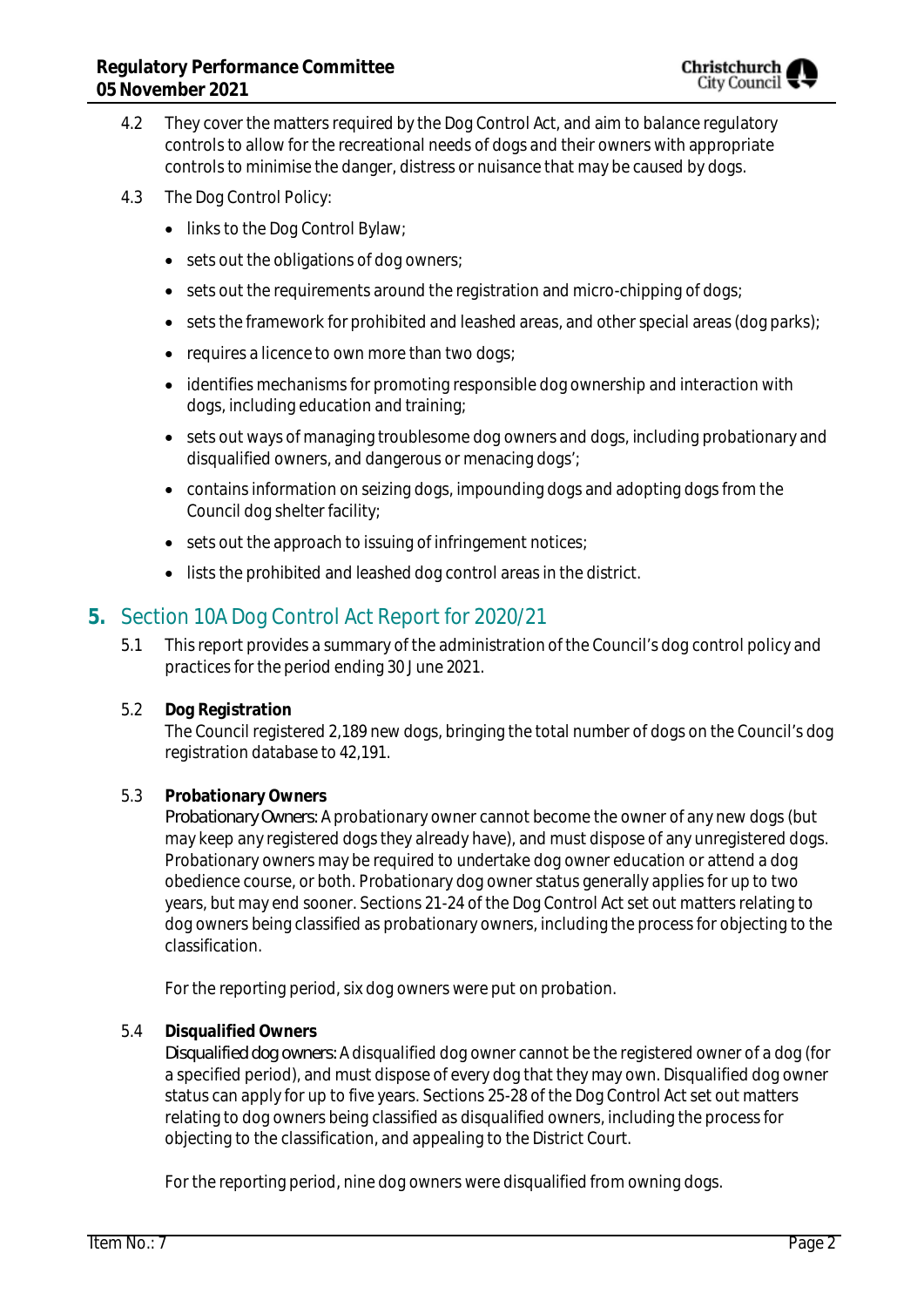4.2 They cover the matters required by the Dog Control Act, and aim to balance regulatory controls to allow for the recreational needs of dogs and their owners with appropriate controls to minimise the danger, distress or nuisance that may be caused by dogs.

4.3 The Dog Control Policy:

- links to the Dog Control Bylaw;
- sets out the obligations of dog owners;
- sets out the requirements around the registration and micro-chipping of dogs;
- sets the framework for prohibited and leashed areas, and other special areas (dog parks);
- requires a licence to own more than two dogs;
- identifies mechanisms for promoting responsible dog ownership and interaction with dogs, including education and training;
- sets out ways of managing troublesome dog owners and dogs, including probationary and disqualified owners, and dangerous or menacing dogs';
- contains information on seizing dogs, impounding dogs and adopting dogs from the Council dog shelter facility;
- sets out the approach to issuing of infringement notices;
- lists the prohibited and leashed dog control areas in the district.

## 5. Section 10A Dog Control Act Report for 2020/21

5.1 This report provides a summary of the administration of the Council's dog control policy and practices for the period ending 30 June 2021.

5.2 **Dog Registration**
The Council registered 2,189 new dogs, bringing the total number of dogs on the Council's dog registration database to 42,191.

5.3 **Probationary Owners**
*Probationary Owners:* A probationary owner cannot become the owner of any new dogs (but may keep any registered dogs they already have), and must dispose of any unregistered dogs. Probationary owners may be required to undertake dog owner education or attend a dog obedience course, or both. Probationary dog owner status generally applies for up to two years, but may end sooner. Sections 21-24 of the Dog Control Act set out matters relating to dog owners being classified as probationary owners, including the process for objecting to the classification.

For the reporting period, six dog owners were put on probation.

5.4 **Disqualified Owners**
*Disqualified dog owners:* A disqualified dog owner cannot be the registered owner of a dog (for a specified period), and must dispose of every dog that they may own. Disqualified dog owner status can apply for up to five years. Sections 25-28 of the Dog Control Act set out matters relating to dog owners being classified as disqualified owners, including the process for objecting to the classification, and appealing to the District Court.

For the reporting period, nine dog owners were disqualified from owning dogs.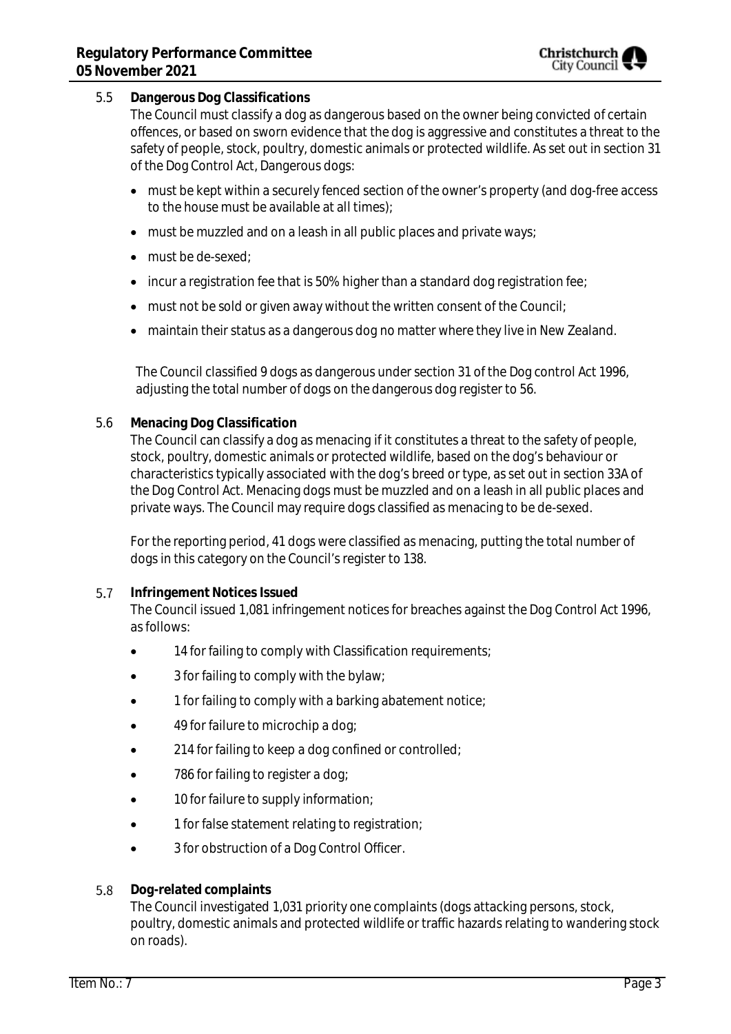5.5 **Dangerous Dog Classifications**

The Council must classify a dog as dangerous based on the owner being convicted of certain offences, or based on sworn evidence that the dog is aggressive and constitutes a threat to the safety of people, stock, poultry, domestic animals or protected wildlife. As set out in section 31 of the Dog Control Act, Dangerous dogs:

- must be kept within a securely fenced section of the owner's property (and dog-free access to the house must be available at all times);
- must be muzzled and on a leash in all public places and private ways;
- must be de-sexed;
- incur a registration fee that is 50% higher than a standard dog registration fee;
- must not be sold or given away without the written consent of the Council;
- maintain their status as a dangerous dog no matter where they live in New Zealand.

The Council classified 9 dogs as dangerous under section 31 of the Dog control Act 1996, adjusting the total number of dogs on the dangerous dog register to 56.

5.6 **Menacing Dog Classification**

The Council can classify a dog as menacing if it constitutes a threat to the safety of people, stock, poultry, domestic animals or protected wildlife, based on the dog's behaviour or characteristics typically associated with the dog's breed or type, as set out in section 33A of the Dog Control Act. Menacing dogs must be muzzled and on a leash in all public places and private ways. The Council may require dogs classified as menacing to be de-sexed.

For the reporting period, 41 dogs were classified as menacing, putting the total number of dogs in this category on the Council's register to 138.

5.7 **Infringement Notices Issued**

The Council issued 1,081 infringement notices for breaches against the Dog Control Act 1996, as follows:

- 14 for failing to comply with Classification requirements;
- 3 for failing to comply with the bylaw;
- 1 for failing to comply with a barking abatement notice;
- 49 for failure to microchip a dog;
- 214 for failing to keep a dog confined or controlled;
- 786 for failing to register a dog;
- 10 for failure to supply information;
- 1 for false statement relating to registration;
- 3 for obstruction of a Dog Control Officer.

5.8 **Dog-related complaints**

The Council investigated 1,031 priority one complaints (dogs attacking persons, stock, poultry, domestic animals and protected wildlife or traffic hazards relating to wandering stock on roads).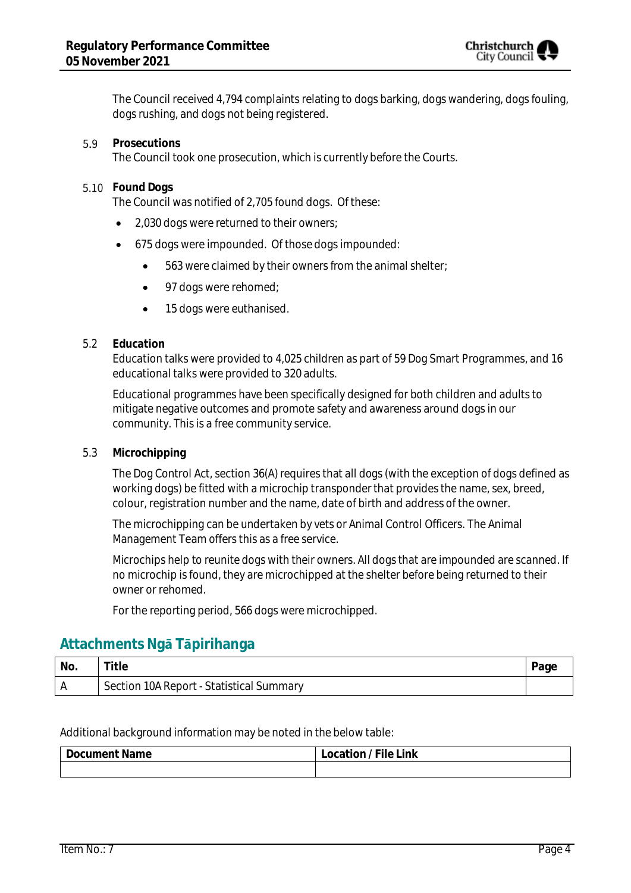The Council received 4,794 complaints relating to dogs barking, dogs wandering, dogs fouling, dogs rushing, and dogs not being registered.

5.9 **Prosecutions**

The Council took one prosecution, which is currently before the Courts.

5.10 **Found Dogs**

The Council was notified of 2,705 found dogs. Of these:

- 2,030 dogs were returned to their owners;
- 675 dogs were impounded. Of those dogs impounded:
  - 563 were claimed by their owners from the animal shelter;
  - 97 dogs were rehomed;
  - 15 dogs were euthanised.

5.2 **Education**

Education talks were provided to 4,025 children as part of 59 Dog Smart Programmes, and 16 educational talks were provided to 320 adults.

Educational programmes have been specifically designed for both children and adults to mitigate negative outcomes and promote safety and awareness around dogs in our community. This is a free community service.

5.3 **Microchipping**

The Dog Control Act, section 36(A) requires that all dogs (with the exception of dogs defined as working dogs) be fitted with a microchip transponder that provides the name, sex, breed, colour, registration number and the name, date of birth and address of the owner.

The microchipping can be undertaken by vets or Animal Control Officers. The Animal Management Team offers this as a free service.

Microchips help to reunite dogs with their owners. All dogs that are impounded are scanned. If no microchip is found, they are microchipped at the shelter before being returned to their owner or rehomed.

For the reporting period, 566 dogs were microchipped.

## Attachments Ngā Tāpirihanga

| No. | Title | Page |
|---|---|---|
| A | Section 10A Report - Statistical Summary | |

Additional background information may be noted in the below table:

| Document Name | Location / File Link |
|---|---|
| | |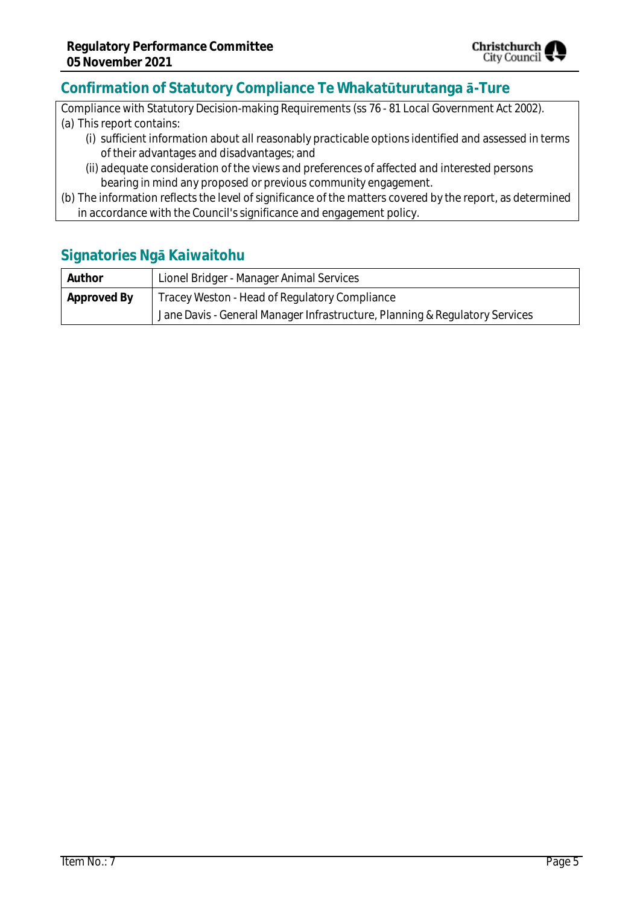## Confirmation of Statutory Compliance Te Whakatūturutanga ā-Ture

Compliance with Statutory Decision-making Requirements (ss 76 - 81 Local Government Act 2002).

(a) This report contains:

- (i) sufficient information about all reasonably practicable options identified and assessed in terms of their advantages and disadvantages; and
- (ii) adequate consideration of the views and preferences of affected and interested persons bearing in mind any proposed or previous community engagement.

(b) The information reflects the level of significance of the matters covered by the report, as determined in accordance with the Council's significance and engagement policy.

## Signatories Ngā Kaiwaitohu

| | |
|---|---|
| **Author** | Lionel Bridger - Manager Animal Services |
| **Approved By** | Tracey Weston - Head of Regulatory Compliance<br>Jane Davis - General Manager Infrastructure, Planning & Regulatory Services |